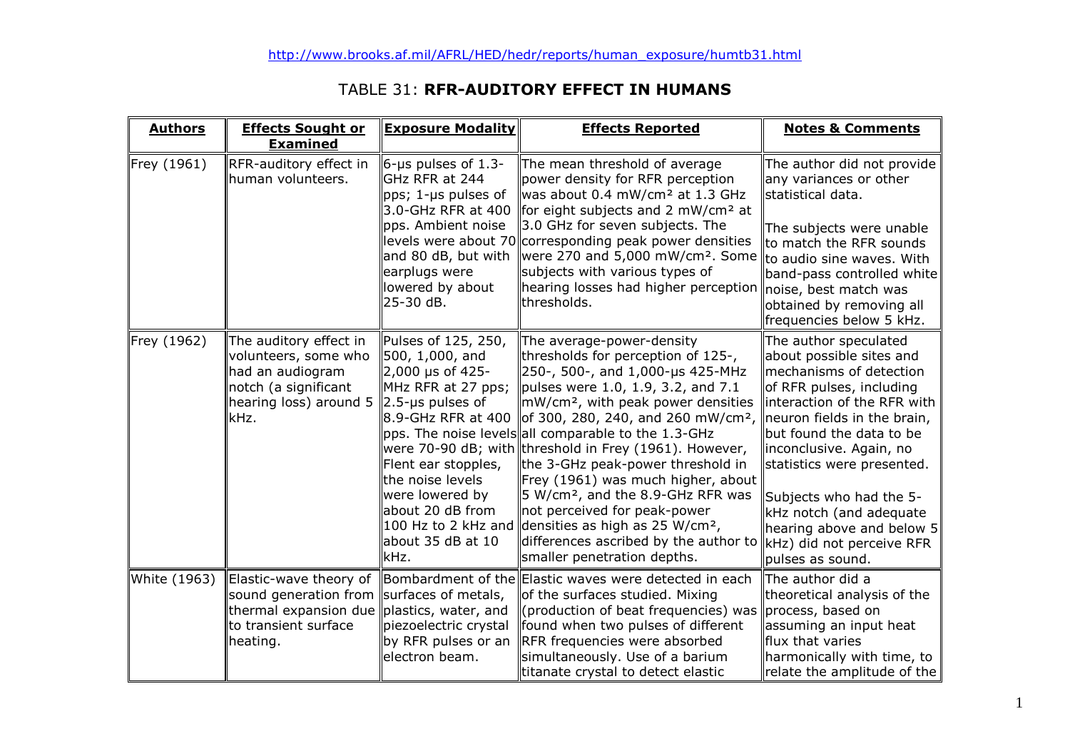http://www.brooks.af.mil/AFRL/HED/hedr/reports/human_exposure/humtb31.html

# TABLE 31: **RFR-AUDITORY EFFECT IN HUMANS**

| **Authors** | **Effects Sought or Examined** | **Exposure Modality** | **Effects Reported** | **Notes & Comments** |
|---|---|---|---|---|
| Frey (1961) | RFR-auditory effect in human volunteers. | 6-µs pulses of 1.3-GHz RFR at 244 pps; 1-µs pulses of 3.0-GHz RFR at 400 pps. Ambient noise levels were about 70 and 80 dB, but with earplugs were lowered by about 25-30 dB. | The mean threshold of average power density for RFR perception was about 0.4 mW/cm² at 1.3 GHz for eight subjects and 2 mW/cm² at 3.0 GHz for seven subjects. The corresponding peak power densities were 270 and 5,000 mW/cm². Some subjects with various types of hearing losses had higher perception thresholds. | The author did not provide any variances or other statistical data.<br><br>The subjects were unable to match the RFR sounds to audio sine waves. With band-pass controlled white noise, best match was obtained by removing all frequencies below 5 kHz. |
| Frey (1962) | The auditory effect in volunteers, some who had an audiogram notch (a significant hearing loss) around 5 kHz. | Pulses of 125, 250, 500, 1,000, and 2,000 µs of 425-MHz RFR at 27 pps; 2.5-µs pulses of 8.9-GHz RFR at 400 pps. The noise levels were 70-90 dB; with Flent ear stopples, the noise levels were lowered by about 20 dB from 100 Hz to 2 kHz and about 35 dB at 10 kHz. | The average-power-density thresholds for perception of 125-, 250-, 500-, and 1,000-µs 425-MHz pulses were 1.0, 1.9, 3.2, and 7.1 mW/cm², with peak power densities of 300, 280, 240, and 260 mW/cm², all comparable to the 1.3-GHz threshold in Frey (1961). However, the 3-GHz peak-power threshold in Frey (1961) was much higher, about 5 W/cm², and the 8.9-GHz RFR was not perceived for peak-power densities as high as 25 W/cm², differences ascribed by the author to smaller penetration depths. | The author speculated about possible sites and mechanisms of detection of RFR pulses, including interaction of the RFR with neuron fields in the brain, but found the data to be inconclusive. Again, no statistics were presented.<br><br>Subjects who had the 5-kHz notch (and adequate hearing above and below 5 kHz) did not perceive RFR pulses as sound. |
| White (1963) | Elastic-wave theory of sound generation from thermal expansion due to transient surface heating. | Bombardment of the surfaces of metals, plastics, water, and piezoelectric crystal by RFR pulses or an electron beam. | Elastic waves were detected in each of the surfaces studied. Mixing (production of beat frequencies) was found when two pulses of different RFR frequencies were absorbed simultaneously. Use of a barium titanate crystal to detect elastic | The author did a theoretical analysis of the process, based on assuming an input heat flux that varies harmonically with time, to relate the amplitude of the |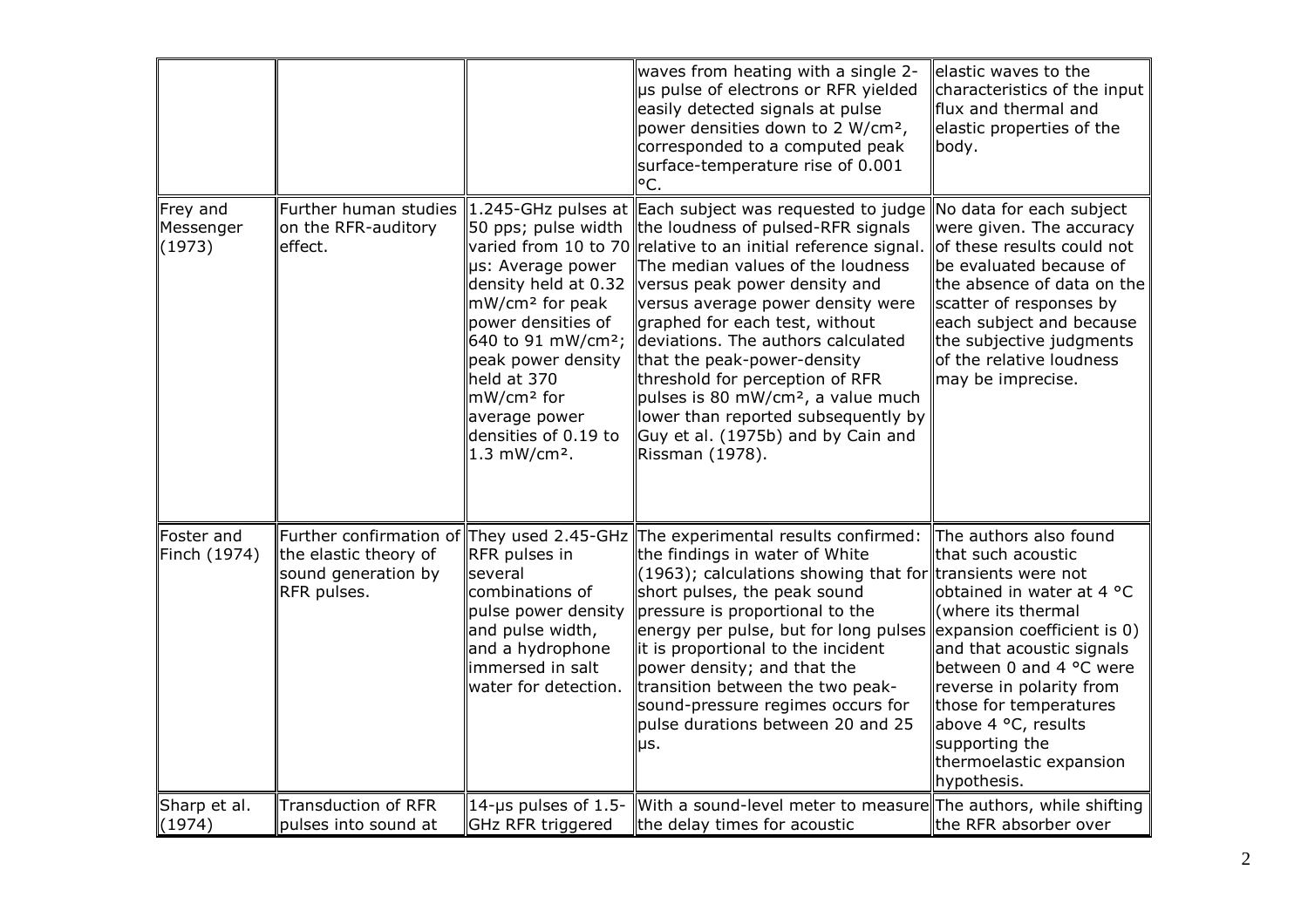| | | | | |
|---|---|---|---|---|
| | | | waves from heating with a single 2-μs pulse of electrons or RFR yielded easily detected signals at pulse power densities down to 2 W/cm², corresponded to a computed peak surface-temperature rise of 0.001 °C. | elastic waves to the characteristics of the input flux and thermal and elastic properties of the body. |
| Frey and Messenger (1973) | Further human studies on the RFR-auditory effect. | 1.245-GHz pulses at 50 pps; pulse width varied from 10 to 70 μs: Average power density held at 0.32 mW/cm² for peak power densities of 640 to 91 mW/cm²; peak power density held at 370 mW/cm² for average power densities of 0.19 to 1.3 mW/cm². | Each subject was requested to judge the loudness of pulsed-RFR signals relative to an initial reference signal. The median values of the loudness versus peak power density and versus average power density were graphed for each test, without deviations. The authors calculated that the peak-power-density threshold for perception of RFR pulses is 80 mW/cm², a value much lower than reported subsequently by Guy et al. (1975b) and by Cain and Rissman (1978). | No data for each subject were given. The accuracy of these results could not be evaluated because of the absence of data on the scatter of responses by each subject and because the subjective judgments of the relative loudness may be imprecise. |
| Foster and Finch (1974) | Further confirmation of the elastic theory of sound generation by RFR pulses. | They used 2.45-GHz RFR pulses in several combinations of pulse power density and pulse width, and a hydrophone immersed in salt water for detection. | The experimental results confirmed: the findings in water of White (1963); calculations showing that for short pulses, the peak sound pressure is proportional to the energy per pulse, but for long pulses it is proportional to the incident power density; and that the transition between the two peak-sound-pressure regimes occurs for pulse durations between 20 and 25 μs. | The authors also found that such acoustic transients were not obtained in water at 4 °C (where its thermal expansion coefficient is 0) and that acoustic signals between 0 and 4 °C were reverse in polarity from those for temperatures above 4 °C, results supporting the thermoelastic expansion hypothesis. |
| Sharp et al. (1974) | Transduction of RFR pulses into sound at | 14-μs pulses of 1.5-GHz RFR triggered | With a sound-level meter to measure the delay times for acoustic | The authors, while shifting the RFR absorber over |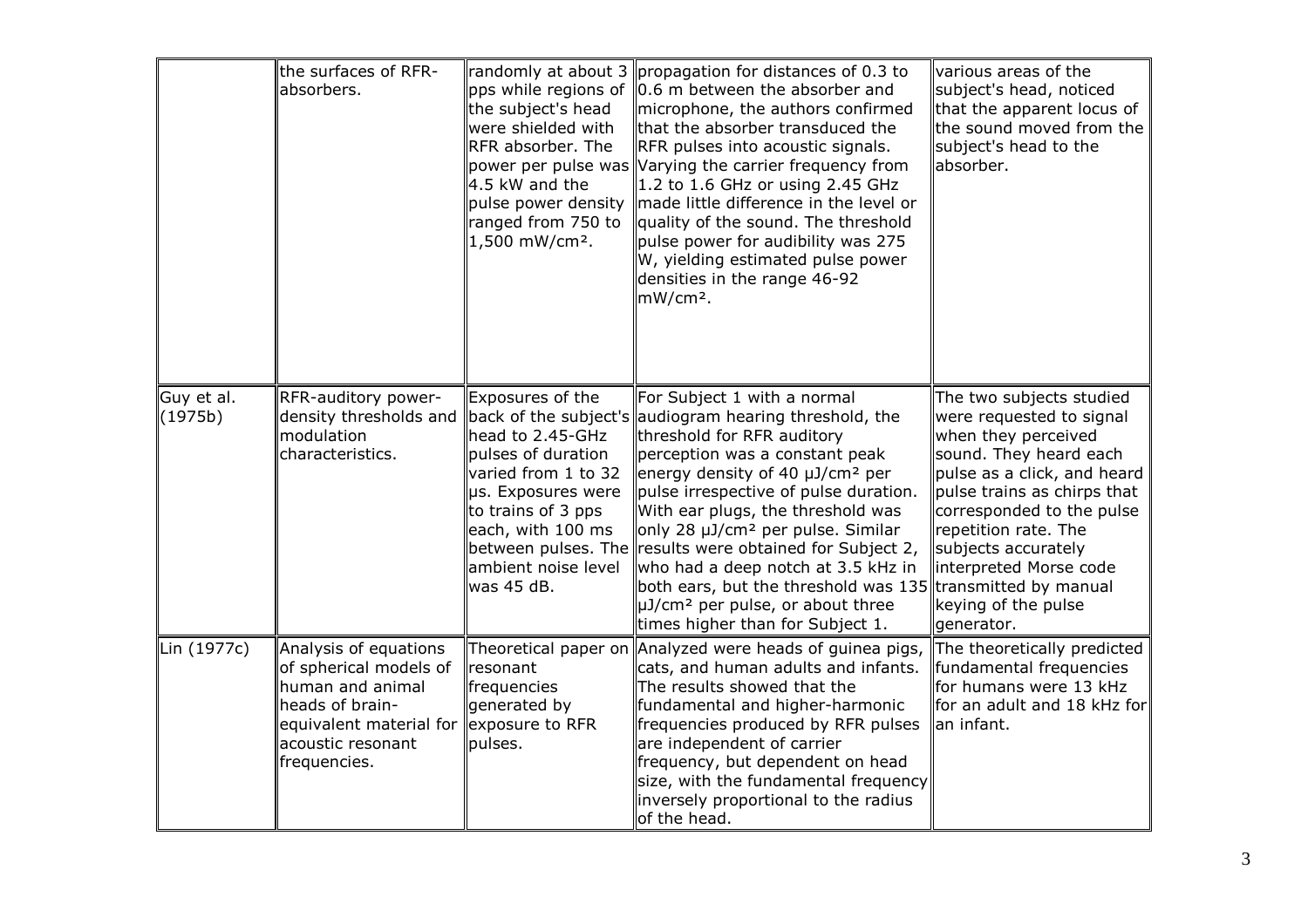| | | | | |
|---|---|---|---|---|
| | the surfaces of RFR-absorbers. | randomly at about 3 pps while regions of the subject's head were shielded with RFR absorber. The power per pulse was 4.5 kW and the pulse power density ranged from 750 to 1,500 mW/cm². | propagation for distances of 0.3 to 0.6 m between the absorber and microphone, the authors confirmed that the absorber transduced the RFR pulses into acoustic signals. Varying the carrier frequency from 1.2 to 1.6 GHz or using 2.45 GHz made little difference in the level or quality of the sound. The threshold pulse power for audibility was 275 W, yielding estimated pulse power densities in the range 46-92 mW/cm². | various areas of the subject's head, noticed that the apparent locus of the sound moved from the subject's head to the absorber. |
| Guy et al. (1975b) | RFR-auditory power-density thresholds and modulation characteristics. | Exposures of the back of the subject's head to 2.45-GHz pulses of duration varied from 1 to 32 μs. Exposures were to trains of 3 pps each, with 100 ms between pulses. The ambient noise level was 45 dB. | For Subject 1 with a normal audiogram hearing threshold, the threshold for RFR auditory perception was a constant peak energy density of 40 μJ/cm² per pulse irrespective of pulse duration. With ear plugs, the threshold was only 28 μJ/cm² per pulse. Similar results were obtained for Subject 2, who had a deep notch at 3.5 kHz in both ears, but the threshold was 135 μJ/cm² per pulse, or about three times higher than for Subject 1. | The two subjects studied were requested to signal when they perceived sound. They heard each pulse as a click, and heard pulse trains as chirps that corresponded to the pulse repetition rate. The subjects accurately interpreted Morse code transmitted by manual keying of the pulse generator. |
| Lin (1977c) | Analysis of equations of spherical models of human and animal heads of brain-equivalent material for acoustic resonant frequencies. | Theoretical paper on resonant frequencies generated by exposure to RFR pulses. | Analyzed were heads of guinea pigs, cats, and human adults and infants. The results showed that the fundamental and higher-harmonic frequencies produced by RFR pulses are independent of carrier frequency, but dependent on head size, with the fundamental frequency inversely proportional to the radius of the head. | The theoretically predicted fundamental frequencies for humans were 13 kHz for an adult and 18 kHz for an infant. |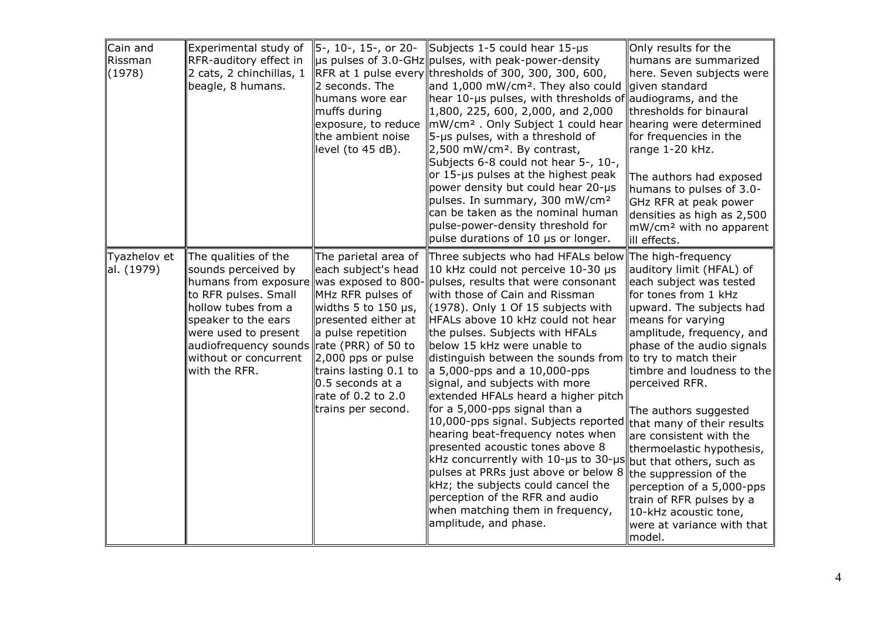| Cain and Rissman (1978) | Experimental study of RFR-auditory effect in 2 cats, 2 chinchillas, 1 beagle, 8 humans. | 5-, 10-, 15-, or 20-μs pulses of 3.0-GHz RFR at 1 pulse every 2 seconds. The humans wore ear muffs during exposure, to reduce the ambient noise level (to 45 dB). | Subjects 1-5 could hear 15-μs pulses, with peak-power-density thresholds of 300, 300, 300, 600, and 1,000 mW/cm². They also could hear 10-μs pulses, with thresholds of 1,800, 225, 600, 2,000, and 2,000 mW/cm². Only Subject 1 could hear 5-μs pulses, with a threshold of 2,500 mW/cm². By contrast, Subjects 6-8 could not hear 5-, 10-, or 15-μs pulses at the highest peak power density but could hear 20-μs pulses. In summary, 300 mW/cm² can be taken as the nominal human pulse-power-density threshold for pulse durations of 10 μs or longer. | Only results for the humans are summarized here. Seven subjects were given standard audiograms, and the thresholds for binaural hearing were determined for frequencies in the range 1-20 kHz.<br><br>The authors had exposed humans to pulses of 3.0-GHz RFR at peak power densities as high as 2,500 mW/cm² with no apparent ill effects. |
|---|---|---|---|---|
| Tyazhelov et al. (1979) | The qualities of the sounds perceived by humans from exposure to RFR pulses. Small hollow tubes from a speaker to the ears were used to present audiofrequency sounds without or concurrent with the RFR. | The parietal area of each subject's head was exposed to 800-MHz RFR pulses of widths 5 to 150 μs, presented either at a pulse repetition rate (PRR) of 50 to 2,000 pps or pulse trains lasting 0.1 to 0.5 seconds at a rate of 0.2 to 2.0 trains per second. | Three subjects who had HFALs below 10 kHz could not perceive 10-30 μs pulses, results that were consonant with those of Cain and Rissman (1978). Only 1 Of 15 subjects with HFALs above 10 kHz could not hear the pulses. Subjects with HFALs below 15 kHz were unable to distinguish between the sounds from a 5,000-pps and a 10,000-pps signal, and subjects with more extended HFALs heard a higher pitch for a 5,000-pps signal than a 10,000-pps signal. Subjects reported hearing beat-frequency notes when presented acoustic tones above 8 kHz concurrently with 10-μs to 30-μs pulses at PRRs just above or below 8 kHz; the subjects could cancel the perception of the RFR and audio when matching them in frequency, amplitude, and phase. | The high-frequency auditory limit (HFAL) of each subject was tested for tones from 1 kHz upward. The subjects had means for varying amplitude, frequency, and phase of the audio signals to try to match their timbre and loudness to the perceived RFR.<br><br>The authors suggested that many of their results are consistent with the thermoelastic hypothesis, but that others, such as the suppression of the perception of a 5,000-pps train of RFR pulses by a 10-kHz acoustic tone, were at variance with that model. |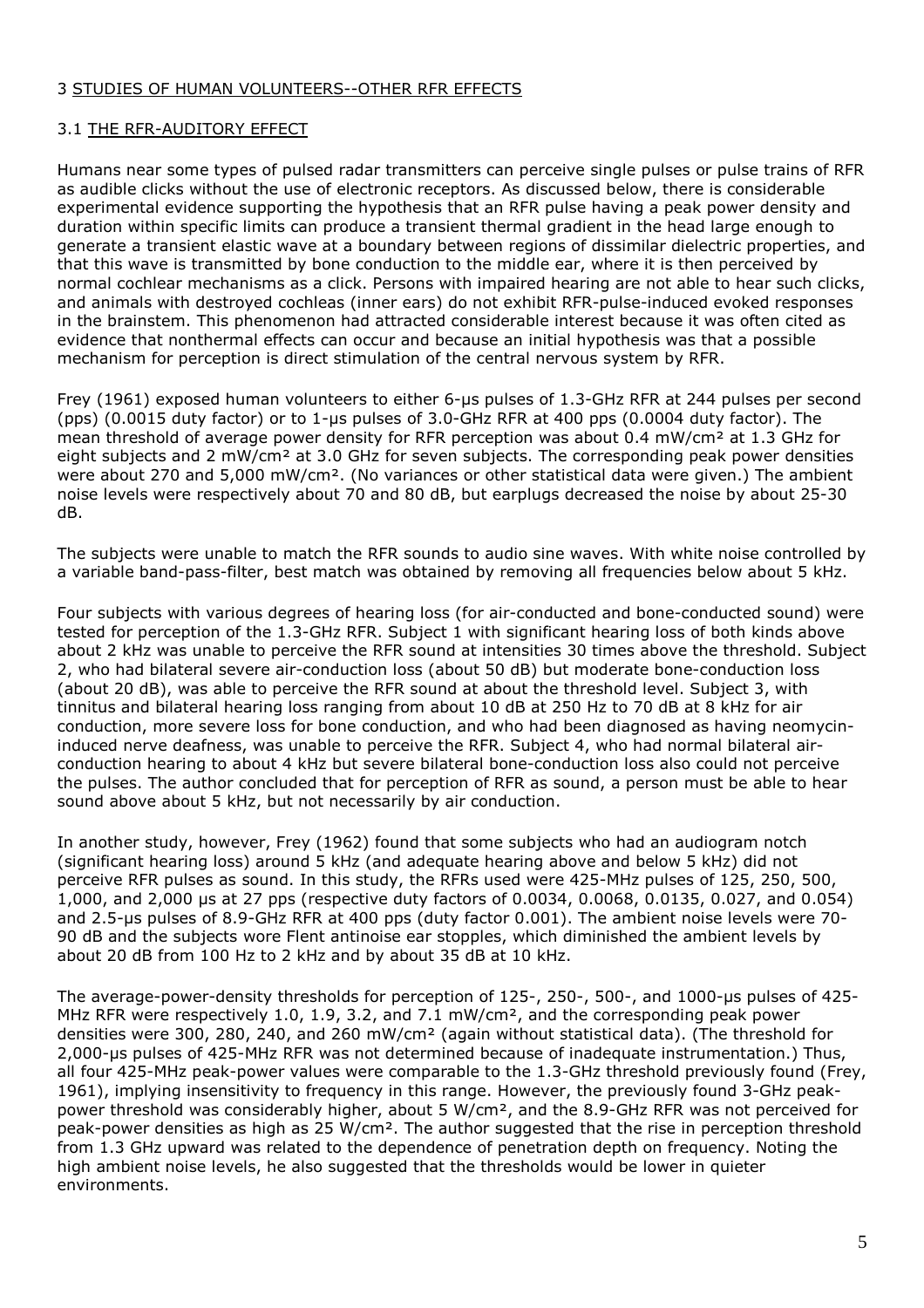## 3 STUDIES OF HUMAN VOLUNTEERS--OTHER RFR EFFECTS

### 3.1 THE RFR-AUDITORY EFFECT

Humans near some types of pulsed radar transmitters can perceive single pulses or pulse trains of RFR as audible clicks without the use of electronic receptors. As discussed below, there is considerable experimental evidence supporting the hypothesis that an RFR pulse having a peak power density and duration within specific limits can produce a transient thermal gradient in the head large enough to generate a transient elastic wave at a boundary between regions of dissimilar dielectric properties, and that this wave is transmitted by bone conduction to the middle ear, where it is then perceived by normal cochlear mechanisms as a click. Persons with impaired hearing are not able to hear such clicks, and animals with destroyed cochleas (inner ears) do not exhibit RFR-pulse-induced evoked responses in the brainstem. This phenomenon had attracted considerable interest because it was often cited as evidence that nonthermal effects can occur and because an initial hypothesis was that a possible mechanism for perception is direct stimulation of the central nervous system by RFR.

Frey (1961) exposed human volunteers to either 6-μs pulses of 1.3-GHz RFR at 244 pulses per second (pps) (0.0015 duty factor) or to 1-μs pulses of 3.0-GHz RFR at 400 pps (0.0004 duty factor). The mean threshold of average power density for RFR perception was about 0.4 mW/cm² at 1.3 GHz for eight subjects and 2 mW/cm² at 3.0 GHz for seven subjects. The corresponding peak power densities were about 270 and 5,000 mW/cm². (No variances or other statistical data were given.) The ambient noise levels were respectively about 70 and 80 dB, but earplugs decreased the noise by about 25-30 dB.

The subjects were unable to match the RFR sounds to audio sine waves. With white noise controlled by a variable band-pass-filter, best match was obtained by removing all frequencies below about 5 kHz.

Four subjects with various degrees of hearing loss (for air-conducted and bone-conducted sound) were tested for perception of the 1.3-GHz RFR. Subject 1 with significant hearing loss of both kinds above about 2 kHz was unable to perceive the RFR sound at intensities 30 times above the threshold. Subject 2, who had bilateral severe air-conduction loss (about 50 dB) but moderate bone-conduction loss (about 20 dB), was able to perceive the RFR sound at about the threshold level. Subject 3, with tinnitus and bilateral hearing loss ranging from about 10 dB at 250 Hz to 70 dB at 8 kHz for air conduction, more severe loss for bone conduction, and who had been diagnosed as having neomycin-induced nerve deafness, was unable to perceive the RFR. Subject 4, who had normal bilateral air-conduction hearing to about 4 kHz but severe bilateral bone-conduction loss also could not perceive the pulses. The author concluded that for perception of RFR as sound, a person must be able to hear sound above about 5 kHz, but not necessarily by air conduction.

In another study, however, Frey (1962) found that some subjects who had an audiogram notch (significant hearing loss) around 5 kHz (and adequate hearing above and below 5 kHz) did not perceive RFR pulses as sound. In this study, the RFRs used were 425-MHz pulses of 125, 250, 500, 1,000, and 2,000 μs at 27 pps (respective duty factors of 0.0034, 0.0068, 0.0135, 0.027, and 0.054) and 2.5-μs pulses of 8.9-GHz RFR at 400 pps (duty factor 0.001). The ambient noise levels were 70-90 dB and the subjects wore Flent antinoise ear stopples, which diminished the ambient levels by about 20 dB from 100 Hz to 2 kHz and by about 35 dB at 10 kHz.

The average-power-density thresholds for perception of 125-, 250-, 500-, and 1000-μs pulses of 425-MHz RFR were respectively 1.0, 1.9, 3.2, and 7.1 mW/cm², and the corresponding peak power densities were 300, 280, 240, and 260 mW/cm² (again without statistical data). (The threshold for 2,000-μs pulses of 425-MHz RFR was not determined because of inadequate instrumentation.) Thus, all four 425-MHz peak-power values were comparable to the 1.3-GHz threshold previously found (Frey, 1961), implying insensitivity to frequency in this range. However, the previously found 3-GHz peak-power threshold was considerably higher, about 5 W/cm², and the 8.9-GHz RFR was not perceived for peak-power densities as high as 25 W/cm². The author suggested that the rise in perception threshold from 1.3 GHz upward was related to the dependence of penetration depth on frequency. Noting the high ambient noise levels, he also suggested that the thresholds would be lower in quieter environments.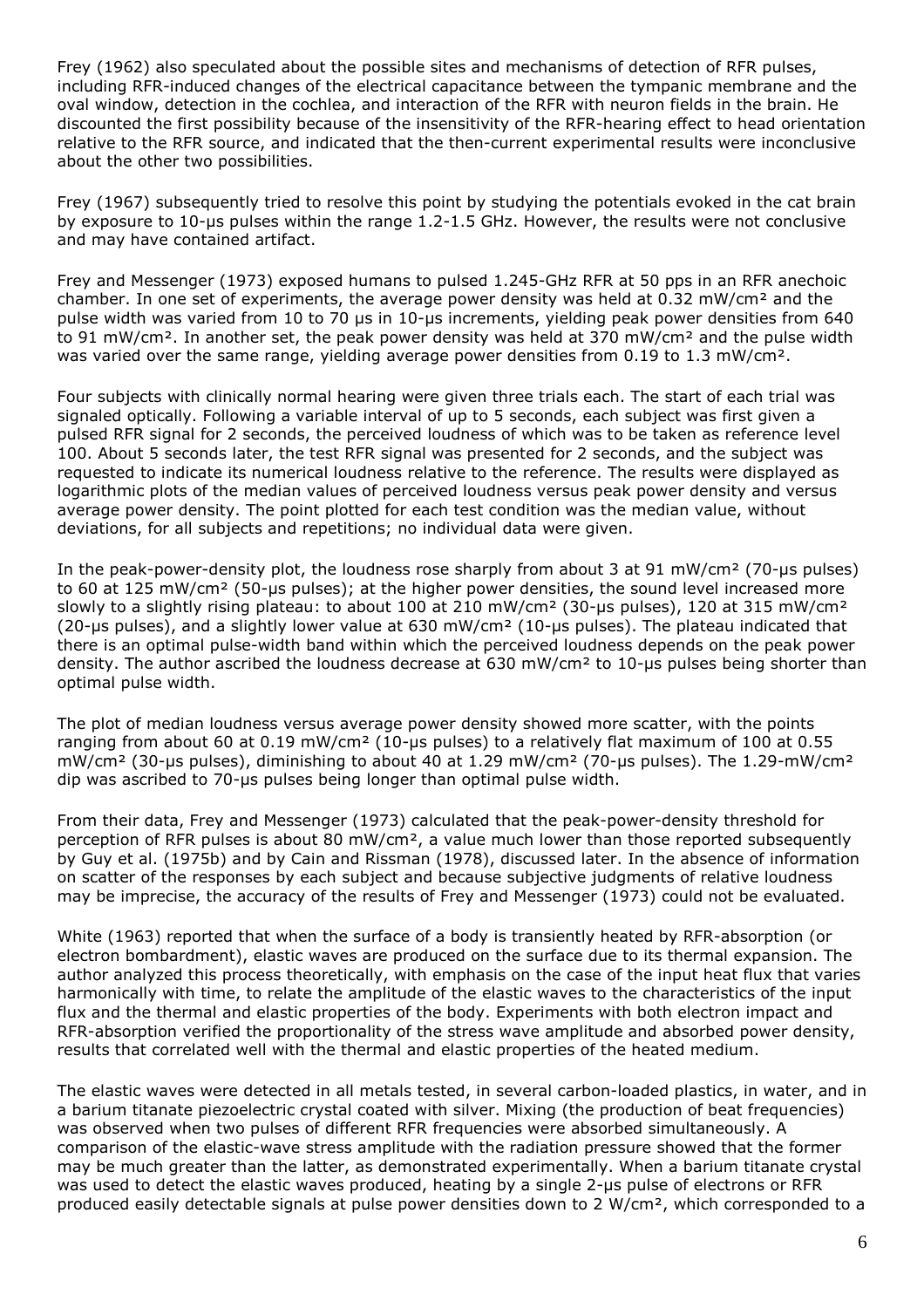Frey (1962) also speculated about the possible sites and mechanisms of detection of RFR pulses, including RFR-induced changes of the electrical capacitance between the tympanic membrane and the oval window, detection in the cochlea, and interaction of the RFR with neuron fields in the brain. He discounted the first possibility because of the insensitivity of the RFR-hearing effect to head orientation relative to the RFR source, and indicated that the then-current experimental results were inconclusive about the other two possibilities.

Frey (1967) subsequently tried to resolve this point by studying the potentials evoked in the cat brain by exposure to 10-μs pulses within the range 1.2-1.5 GHz. However, the results were not conclusive and may have contained artifact.

Frey and Messenger (1973) exposed humans to pulsed 1.245-GHz RFR at 50 pps in an RFR anechoic chamber. In one set of experiments, the average power density was held at 0.32 mW/cm² and the pulse width was varied from 10 to 70 μs in 10-μs increments, yielding peak power densities from 640 to 91 mW/cm². In another set, the peak power density was held at 370 mW/cm² and the pulse width was varied over the same range, yielding average power densities from 0.19 to 1.3 mW/cm².

Four subjects with clinically normal hearing were given three trials each. The start of each trial was signaled optically. Following a variable interval of up to 5 seconds, each subject was first given a pulsed RFR signal for 2 seconds, the perceived loudness of which was to be taken as reference level 100. About 5 seconds later, the test RFR signal was presented for 2 seconds, and the subject was requested to indicate its numerical loudness relative to the reference. The results were displayed as logarithmic plots of the median values of perceived loudness versus peak power density and versus average power density. The point plotted for each test condition was the median value, without deviations, for all subjects and repetitions; no individual data were given.

In the peak-power-density plot, the loudness rose sharply from about 3 at 91 mW/cm² (70-μs pulses) to 60 at 125 mW/cm² (50-μs pulses); at the higher power densities, the sound level increased more slowly to a slightly rising plateau: to about 100 at 210 mW/cm² (30-μs pulses), 120 at 315 mW/cm² (20-μs pulses), and a slightly lower value at 630 mW/cm² (10-μs pulses). The plateau indicated that there is an optimal pulse-width band within which the perceived loudness depends on the peak power density. The author ascribed the loudness decrease at 630 mW/cm² to 10-μs pulses being shorter than optimal pulse width.

The plot of median loudness versus average power density showed more scatter, with the points ranging from about 60 at 0.19 mW/cm² (10-μs pulses) to a relatively flat maximum of 100 at 0.55 mW/cm² (30-μs pulses), diminishing to about 40 at 1.29 mW/cm² (70-μs pulses). The 1.29-mW/cm² dip was ascribed to 70-μs pulses being longer than optimal pulse width.

From their data, Frey and Messenger (1973) calculated that the peak-power-density threshold for perception of RFR pulses is about 80 mW/cm², a value much lower than those reported subsequently by Guy et al. (1975b) and by Cain and Rissman (1978), discussed later. In the absence of information on scatter of the responses by each subject and because subjective judgments of relative loudness may be imprecise, the accuracy of the results of Frey and Messenger (1973) could not be evaluated.

White (1963) reported that when the surface of a body is transiently heated by RFR-absorption (or electron bombardment), elastic waves are produced on the surface due to its thermal expansion. The author analyzed this process theoretically, with emphasis on the case of the input heat flux that varies harmonically with time, to relate the amplitude of the elastic waves to the characteristics of the input flux and the thermal and elastic properties of the body. Experiments with both electron impact and RFR-absorption verified the proportionality of the stress wave amplitude and absorbed power density, results that correlated well with the thermal and elastic properties of the heated medium.

The elastic waves were detected in all metals tested, in several carbon-loaded plastics, in water, and in a barium titanate piezoelectric crystal coated with silver. Mixing (the production of beat frequencies) was observed when two pulses of different RFR frequencies were absorbed simultaneously. A comparison of the elastic-wave stress amplitude with the radiation pressure showed that the former may be much greater than the latter, as demonstrated experimentally. When a barium titanate crystal was used to detect the elastic waves produced, heating by a single 2-μs pulse of electrons or RFR produced easily detectable signals at pulse power densities down to 2 W/cm², which corresponded to a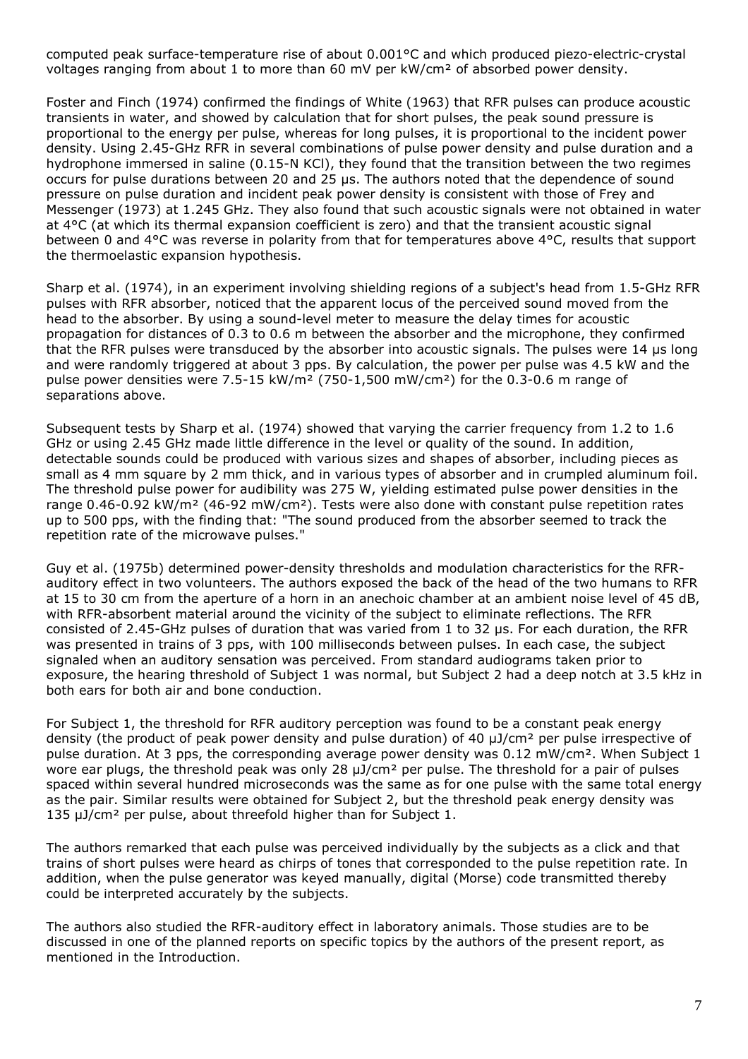computed peak surface-temperature rise of about 0.001°C and which produced piezo-electric-crystal voltages ranging from about 1 to more than 60 mV per kW/cm² of absorbed power density.

Foster and Finch (1974) confirmed the findings of White (1963) that RFR pulses can produce acoustic transients in water, and showed by calculation that for short pulses, the peak sound pressure is proportional to the energy per pulse, whereas for long pulses, it is proportional to the incident power density. Using 2.45-GHz RFR in several combinations of pulse power density and pulse duration and a hydrophone immersed in saline (0.15-N KCl), they found that the transition between the two regimes occurs for pulse durations between 20 and 25 µs. The authors noted that the dependence of sound pressure on pulse duration and incident peak power density is consistent with those of Frey and Messenger (1973) at 1.245 GHz. They also found that such acoustic signals were not obtained in water at 4°C (at which its thermal expansion coefficient is zero) and that the transient acoustic signal between 0 and 4°C was reverse in polarity from that for temperatures above 4°C, results that support the thermoelastic expansion hypothesis.

Sharp et al. (1974), in an experiment involving shielding regions of a subject's head from 1.5-GHz RFR pulses with RFR absorber, noticed that the apparent locus of the perceived sound moved from the head to the absorber. By using a sound-level meter to measure the delay times for acoustic propagation for distances of 0.3 to 0.6 m between the absorber and the microphone, they confirmed that the RFR pulses were transduced by the absorber into acoustic signals. The pulses were 14 µs long and were randomly triggered at about 3 pps. By calculation, the power per pulse was 4.5 kW and the pulse power densities were 7.5-15 kW/m² (750-1,500 mW/cm²) for the 0.3-0.6 m range of separations above.

Subsequent tests by Sharp et al. (1974) showed that varying the carrier frequency from 1.2 to 1.6 GHz or using 2.45 GHz made little difference in the level or quality of the sound. In addition, detectable sounds could be produced with various sizes and shapes of absorber, including pieces as small as 4 mm square by 2 mm thick, and in various types of absorber and in crumpled aluminum foil. The threshold pulse power for audibility was 275 W, yielding estimated pulse power densities in the range 0.46-0.92 kW/m² (46-92 mW/cm²). Tests were also done with constant pulse repetition rates up to 500 pps, with the finding that: "The sound produced from the absorber seemed to track the repetition rate of the microwave pulses."

Guy et al. (1975b) determined power-density thresholds and modulation characteristics for the RFR-auditory effect in two volunteers. The authors exposed the back of the head of the two humans to RFR at 15 to 30 cm from the aperture of a horn in an anechoic chamber at an ambient noise level of 45 dB, with RFR-absorbent material around the vicinity of the subject to eliminate reflections. The RFR consisted of 2.45-GHz pulses of duration that was varied from 1 to 32 µs. For each duration, the RFR was presented in trains of 3 pps, with 100 milliseconds between pulses. In each case, the subject signaled when an auditory sensation was perceived. From standard audiograms taken prior to exposure, the hearing threshold of Subject 1 was normal, but Subject 2 had a deep notch at 3.5 kHz in both ears for both air and bone conduction.

For Subject 1, the threshold for RFR auditory perception was found to be a constant peak energy density (the product of peak power density and pulse duration) of 40 µJ/cm² per pulse irrespective of pulse duration. At 3 pps, the corresponding average power density was 0.12 mW/cm². When Subject 1 wore ear plugs, the threshold peak was only 28 µJ/cm² per pulse. The threshold for a pair of pulses spaced within several hundred microseconds was the same as for one pulse with the same total energy as the pair. Similar results were obtained for Subject 2, but the threshold peak energy density was 135 µJ/cm² per pulse, about threefold higher than for Subject 1.

The authors remarked that each pulse was perceived individually by the subjects as a click and that trains of short pulses were heard as chirps of tones that corresponded to the pulse repetition rate. In addition, when the pulse generator was keyed manually, digital (Morse) code transmitted thereby could be interpreted accurately by the subjects.

The authors also studied the RFR-auditory effect in laboratory animals. Those studies are to be discussed in one of the planned reports on specific topics by the authors of the present report, as mentioned in the Introduction.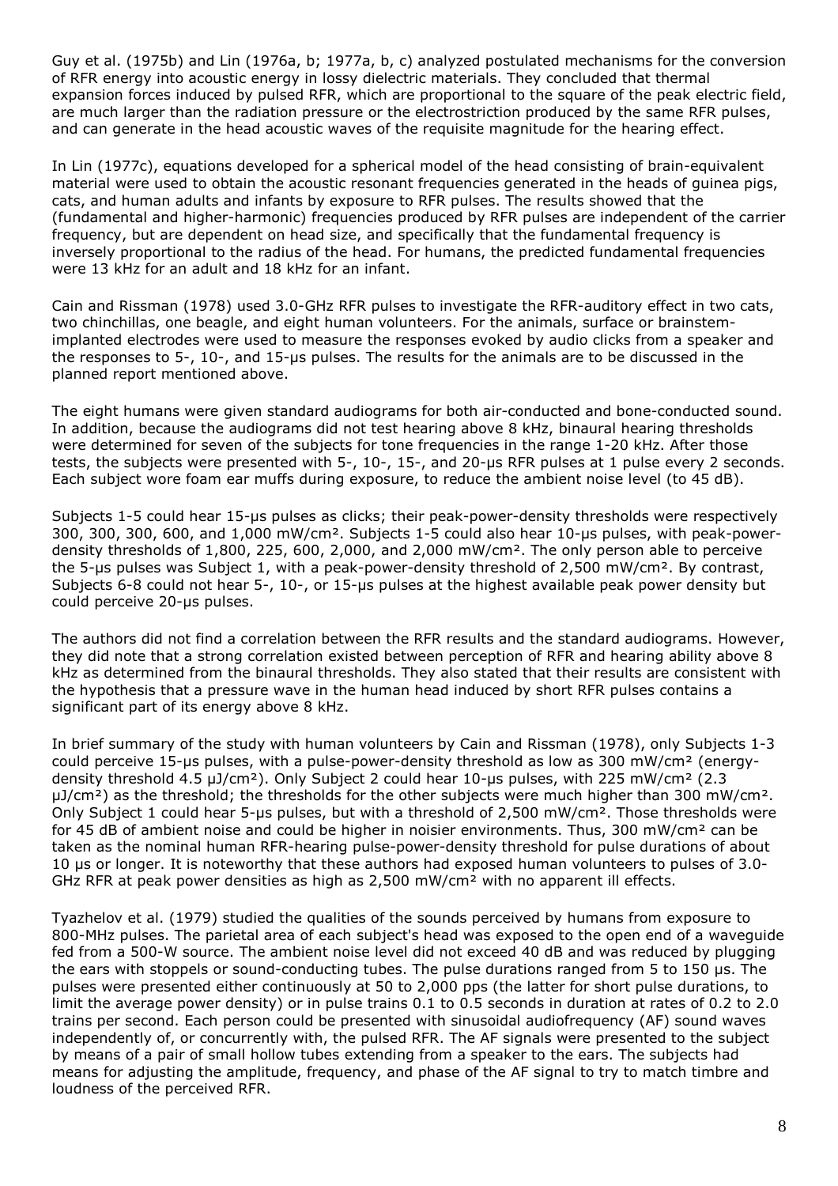Guy et al. (1975b) and Lin (1976a, b; 1977a, b, c) analyzed postulated mechanisms for the conversion of RFR energy into acoustic energy in lossy dielectric materials. They concluded that thermal expansion forces induced by pulsed RFR, which are proportional to the square of the peak electric field, are much larger than the radiation pressure or the electrostriction produced by the same RFR pulses, and can generate in the head acoustic waves of the requisite magnitude for the hearing effect.

In Lin (1977c), equations developed for a spherical model of the head consisting of brain-equivalent material were used to obtain the acoustic resonant frequencies generated in the heads of guinea pigs, cats, and human adults and infants by exposure to RFR pulses. The results showed that the (fundamental and higher-harmonic) frequencies produced by RFR pulses are independent of the carrier frequency, but are dependent on head size, and specifically that the fundamental frequency is inversely proportional to the radius of the head. For humans, the predicted fundamental frequencies were 13 kHz for an adult and 18 kHz for an infant.

Cain and Rissman (1978) used 3.0-GHz RFR pulses to investigate the RFR-auditory effect in two cats, two chinchillas, one beagle, and eight human volunteers. For the animals, surface or brainstem-implanted electrodes were used to measure the responses evoked by audio clicks from a speaker and the responses to 5-, 10-, and 15-μs pulses. The results for the animals are to be discussed in the planned report mentioned above.

The eight humans were given standard audiograms for both air-conducted and bone-conducted sound. In addition, because the audiograms did not test hearing above 8 kHz, binaural hearing thresholds were determined for seven of the subjects for tone frequencies in the range 1-20 kHz. After those tests, the subjects were presented with 5-, 10-, 15-, and 20-μs RFR pulses at 1 pulse every 2 seconds. Each subject wore foam ear muffs during exposure, to reduce the ambient noise level (to 45 dB).

Subjects 1-5 could hear 15-μs pulses as clicks; their peak-power-density thresholds were respectively 300, 300, 300, 600, and 1,000 mW/cm². Subjects 1-5 could also hear 10-μs pulses, with peak-power-density thresholds of 1,800, 225, 600, 2,000, and 2,000 mW/cm². The only person able to perceive the 5-μs pulses was Subject 1, with a peak-power-density threshold of 2,500 mW/cm². By contrast, Subjects 6-8 could not hear 5-, 10-, or 15-μs pulses at the highest available peak power density but could perceive 20-μs pulses.

The authors did not find a correlation between the RFR results and the standard audiograms. However, they did note that a strong correlation existed between perception of RFR and hearing ability above 8 kHz as determined from the binaural thresholds. They also stated that their results are consistent with the hypothesis that a pressure wave in the human head induced by short RFR pulses contains a significant part of its energy above 8 kHz.

In brief summary of the study with human volunteers by Cain and Rissman (1978), only Subjects 1-3 could perceive 15-μs pulses, with a pulse-power-density threshold as low as 300 mW/cm² (energy-density threshold 4.5 μJ/cm²). Only Subject 2 could hear 10-μs pulses, with 225 mW/cm² (2.3 μJ/cm²) as the threshold; the thresholds for the other subjects were much higher than 300 mW/cm². Only Subject 1 could hear 5-μs pulses, but with a threshold of 2,500 mW/cm². Those thresholds were for 45 dB of ambient noise and could be higher in noisier environments. Thus, 300 mW/cm² can be taken as the nominal human RFR-hearing pulse-power-density threshold for pulse durations of about 10 μs or longer. It is noteworthy that these authors had exposed human volunteers to pulses of 3.0-GHz RFR at peak power densities as high as 2,500 mW/cm² with no apparent ill effects.

Tyazhelov et al. (1979) studied the qualities of the sounds perceived by humans from exposure to 800-MHz pulses. The parietal area of each subject's head was exposed to the open end of a waveguide fed from a 500-W source. The ambient noise level did not exceed 40 dB and was reduced by plugging the ears with stoppels or sound-conducting tubes. The pulse durations ranged from 5 to 150 μs. The pulses were presented either continuously at 50 to 2,000 pps (the latter for short pulse durations, to limit the average power density) or in pulse trains 0.1 to 0.5 seconds in duration at rates of 0.2 to 2.0 trains per second. Each person could be presented with sinusoidal audiofrequency (AF) sound waves independently of, or concurrently with, the pulsed RFR. The AF signals were presented to the subject by means of a pair of small hollow tubes extending from a speaker to the ears. The subjects had means for adjusting the amplitude, frequency, and phase of the AF signal to try to match timbre and loudness of the perceived RFR.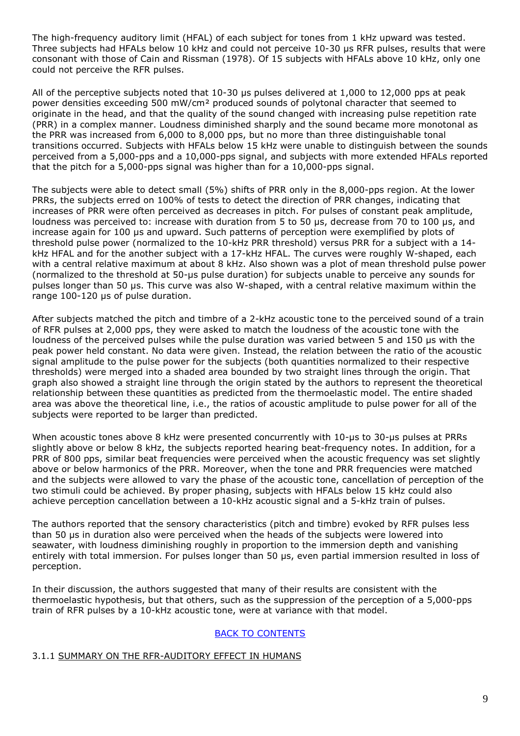The high-frequency auditory limit (HFAL) of each subject for tones from 1 kHz upward was tested. Three subjects had HFALs below 10 kHz and could not perceive 10-30 μs RFR pulses, results that were consonant with those of Cain and Rissman (1978). Of 15 subjects with HFALs above 10 kHz, only one could not perceive the RFR pulses.

All of the perceptive subjects noted that 10-30 μs pulses delivered at 1,000 to 12,000 pps at peak power densities exceeding 500 mW/cm² produced sounds of polytonal character that seemed to originate in the head, and that the quality of the sound changed with increasing pulse repetition rate (PRR) in a complex manner. Loudness diminished sharply and the sound became more monotonal as the PRR was increased from 6,000 to 8,000 pps, but no more than three distinguishable tonal transitions occurred. Subjects with HFALs below 15 kHz were unable to distinguish between the sounds perceived from a 5,000-pps and a 10,000-pps signal, and subjects with more extended HFALs reported that the pitch for a 5,000-pps signal was higher than for a 10,000-pps signal.

The subjects were able to detect small (5%) shifts of PRR only in the 8,000-pps region. At the lower PRRs, the subjects erred on 100% of tests to detect the direction of PRR changes, indicating that increases of PRR were often perceived as decreases in pitch. For pulses of constant peak amplitude, loudness was perceived to: increase with duration from 5 to 50 μs, decrease from 70 to 100 μs, and increase again for 100 μs and upward. Such patterns of perception were exemplified by plots of threshold pulse power (normalized to the 10-kHz PRR threshold) versus PRR for a subject with a 14-kHz HFAL and for the another subject with a 17-kHz HFAL. The curves were roughly W-shaped, each with a central relative maximum at about 8 kHz. Also shown was a plot of mean threshold pulse power (normalized to the threshold at 50-μs pulse duration) for subjects unable to perceive any sounds for pulses longer than 50 μs. This curve was also W-shaped, with a central relative maximum within the range 100-120 μs of pulse duration.

After subjects matched the pitch and timbre of a 2-kHz acoustic tone to the perceived sound of a train of RFR pulses at 2,000 pps, they were asked to match the loudness of the acoustic tone with the loudness of the perceived pulses while the pulse duration was varied between 5 and 150 μs with the peak power held constant. No data were given. Instead, the relation between the ratio of the acoustic signal amplitude to the pulse power for the subjects (both quantities normalized to their respective thresholds) were merged into a shaded area bounded by two straight lines through the origin. That graph also showed a straight line through the origin stated by the authors to represent the theoretical relationship between these quantities as predicted from the thermoelastic model. The entire shaded area was above the theoretical line, i.e., the ratios of acoustic amplitude to pulse power for all of the subjects were reported to be larger than predicted.

When acoustic tones above 8 kHz were presented concurrently with 10-μs to 30-μs pulses at PRRs slightly above or below 8 kHz, the subjects reported hearing beat-frequency notes. In addition, for a PRR of 800 pps, similar beat frequencies were perceived when the acoustic frequency was set slightly above or below harmonics of the PRR. Moreover, when the tone and PRR frequencies were matched and the subjects were allowed to vary the phase of the acoustic tone, cancellation of perception of the two stimuli could be achieved. By proper phasing, subjects with HFALs below 15 kHz could also achieve perception cancellation between a 10-kHz acoustic signal and a 5-kHz train of pulses.

The authors reported that the sensory characteristics (pitch and timbre) evoked by RFR pulses less than 50 μs in duration also were perceived when the heads of the subjects were lowered into seawater, with loudness diminishing roughly in proportion to the immersion depth and vanishing entirely with total immersion. For pulses longer than 50 μs, even partial immersion resulted in loss of perception.

In their discussion, the authors suggested that many of their results are consistent with the thermoelastic hypothesis, but that others, such as the suppression of the perception of a 5,000-pps train of RFR pulses by a 10-kHz acoustic tone, were at variance with that model.

BACK TO CONTENTS

### 3.1.1 SUMMARY ON THE RFR-AUDITORY EFFECT IN HUMANS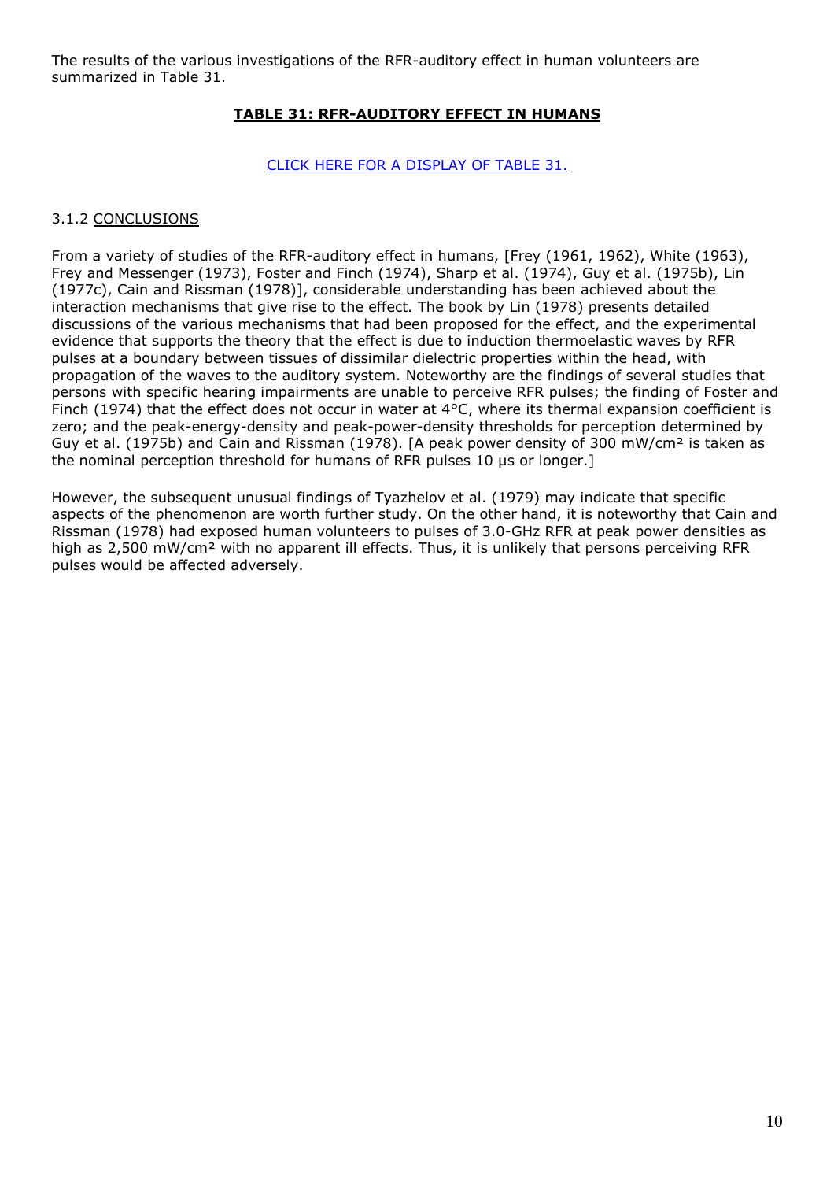The results of the various investigations of the RFR-auditory effect in human volunteers are summarized in Table 31.

**TABLE 31: RFR-AUDITORY EFFECT IN HUMANS**

CLICK HERE FOR A DISPLAY OF TABLE 31.

### 3.1.2 CONCLUSIONS

From a variety of studies of the RFR-auditory effect in humans, [Frey (1961, 1962), White (1963), Frey and Messenger (1973), Foster and Finch (1974), Sharp et al. (1974), Guy et al. (1975b), Lin (1977c), Cain and Rissman (1978)], considerable understanding has been achieved about the interaction mechanisms that give rise to the effect. The book by Lin (1978) presents detailed discussions of the various mechanisms that had been proposed for the effect, and the experimental evidence that supports the theory that the effect is due to induction thermoelastic waves by RFR pulses at a boundary between tissues of dissimilar dielectric properties within the head, with propagation of the waves to the auditory system. Noteworthy are the findings of several studies that persons with specific hearing impairments are unable to perceive RFR pulses; the finding of Foster and Finch (1974) that the effect does not occur in water at 4°C, where its thermal expansion coefficient is zero; and the peak-energy-density and peak-power-density thresholds for perception determined by Guy et al. (1975b) and Cain and Rissman (1978). [A peak power density of 300 mW/cm² is taken as the nominal perception threshold for humans of RFR pulses 10 μs or longer.]

However, the subsequent unusual findings of Tyazhelov et al. (1979) may indicate that specific aspects of the phenomenon are worth further study. On the other hand, it is noteworthy that Cain and Rissman (1978) had exposed human volunteers to pulses of 3.0-GHz RFR at peak power densities as high as 2,500 mW/cm² with no apparent ill effects. Thus, it is unlikely that persons perceiving RFR pulses would be affected adversely.